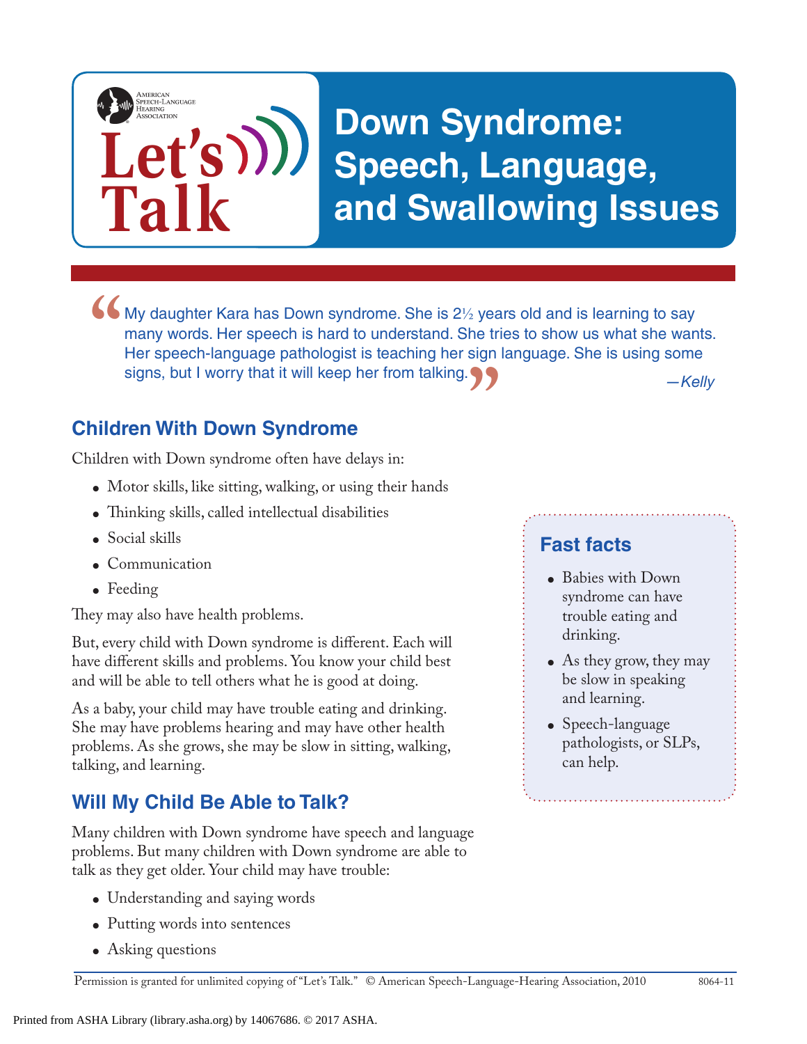# Down Syndrome: Speech, Language, and Swallowing Issues

> "My daughter Kara has Down syndrome. She is 2½ years old and is learning to say many words. Her speech is hard to understand. She tries to show us what she wants. Her speech-language pathologist is teaching her sign language. She is using some signs, but I worry that it will keep her from talking."
>
> *—Kelly*

## Children With Down Syndrome

Children with Down syndrome often have delays in:

- Motor skills, like sitting, walking, or using their hands
- Thinking skills, called intellectual disabilities
- Social skills
- Communication
- Feeding

They may also have health problems.

But, every child with Down syndrome is different. Each will have different skills and problems. You know your child best and will be able to tell others what he is good at doing.

As a baby, your child may have trouble eating and drinking. She may have problems hearing and may have other health problems. As she grows, she may be slow in sitting, walking, talking, and learning.

### Fast facts

- Babies with Down syndrome can have trouble eating and drinking.
- As they grow, they may be slow in speaking and learning.
- Speech-language pathologists, or SLPs, can help.

## Will My Child Be Able to Talk?

Many children with Down syndrome have speech and language problems. But many children with Down syndrome are able to talk as they get older. Your child may have trouble:

- Understanding and saying words
- Putting words into sentences
- Asking questions

Permission is granted for unlimited copying of "Let's Talk." © American Speech-Language-Hearing Association, 2010 8064-11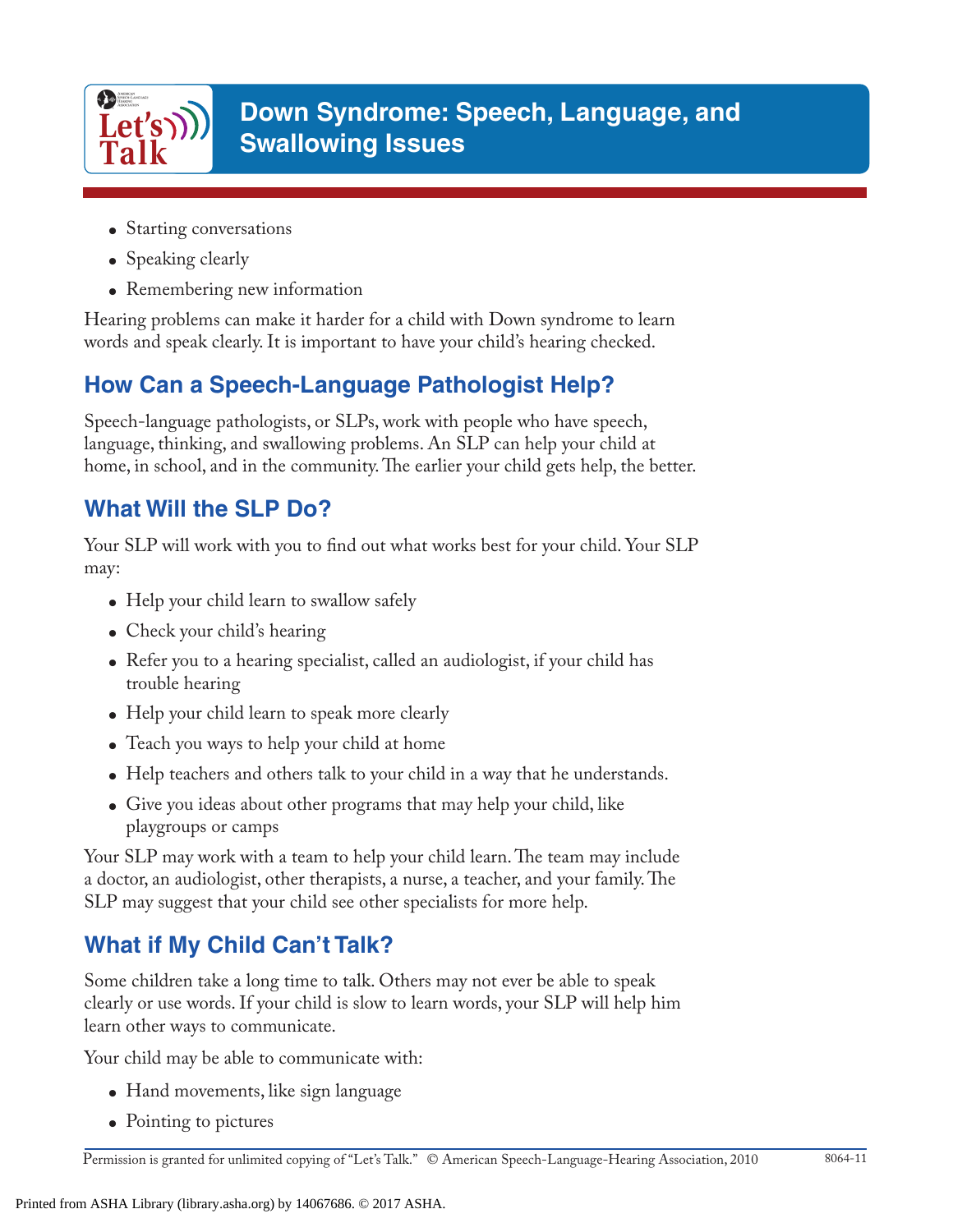- Starting conversations
- Speaking clearly
- Remembering new information

Hearing problems can make it harder for a child with Down syndrome to learn words and speak clearly. It is important to have your child's hearing checked.

## How Can a Speech-Language Pathologist Help?

Speech-language pathologists, or SLPs, work with people who have speech, language, thinking, and swallowing problems. An SLP can help your child at home, in school, and in the community. The earlier your child gets help, the better.

## What Will the SLP Do?

Your SLP will work with you to find out what works best for your child. Your SLP may:

- Help your child learn to swallow safely
- Check your child's hearing
- Refer you to a hearing specialist, called an audiologist, if your child has trouble hearing
- Help your child learn to speak more clearly
- Teach you ways to help your child at home
- Help teachers and others talk to your child in a way that he understands.
- Give you ideas about other programs that may help your child, like playgroups or camps

Your SLP may work with a team to help your child learn. The team may include a doctor, an audiologist, other therapists, a nurse, a teacher, and your family. The SLP may suggest that your child see other specialists for more help.

## What if My Child Can't Talk?

Some children take a long time to talk. Others may not ever be able to speak clearly or use words. If your child is slow to learn words, your SLP will help him learn other ways to communicate.

Your child may be able to communicate with:

- Hand movements, like sign language
- Pointing to pictures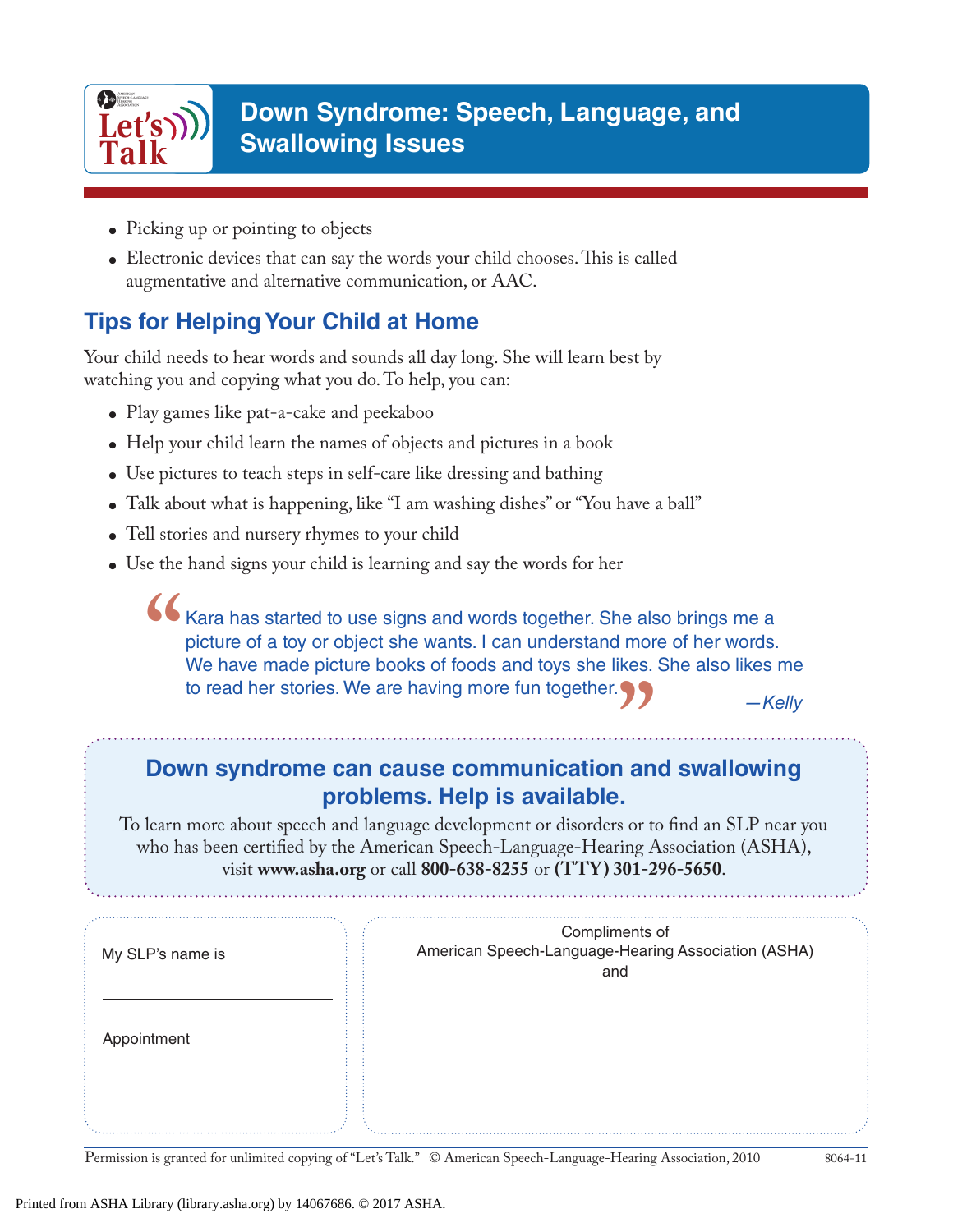- Picking up or pointing to objects
- Electronic devices that can say the words your child chooses. This is called augmentative and alternative communication, or AAC.

## Tips for Helping Your Child at Home

Your child needs to hear words and sounds all day long. She will learn best by watching you and copying what you do. To help, you can:

- Play games like pat-a-cake and peekaboo
- Help your child learn the names of objects and pictures in a book
- Use pictures to teach steps in self-care like dressing and bathing
- Talk about what is happening, like "I am washing dishes" or "You have a ball"
- Tell stories and nursery rhymes to your child
- Use the hand signs your child is learning and say the words for her

> "Kara has started to use signs and words together. She also brings me a picture of a toy or object she wants. I can understand more of her words. We have made picture books of foods and toys she likes. She also likes me to read her stories. We are having more fun together."
>
> *—Kelly*

### Down syndrome can cause communication and swallowing problems. Help is available.

To learn more about speech and language development or disorders or to find an SLP near you who has been certified by the American Speech-Language-Hearing Association (ASHA), visit **www.asha.org** or call **800-638-8255** or **(TTY) 301-296-5650**.

My SLP's name is

______________________

Appointment

______________________

Compliments of
American Speech-Language-Hearing Association (ASHA)
and

Permission is granted for unlimited copying of "Let's Talk." © American Speech-Language-Hearing Association, 2010 8064-11

Printed from ASHA Library (library.asha.org) by 14067686. © 2017 ASHA.